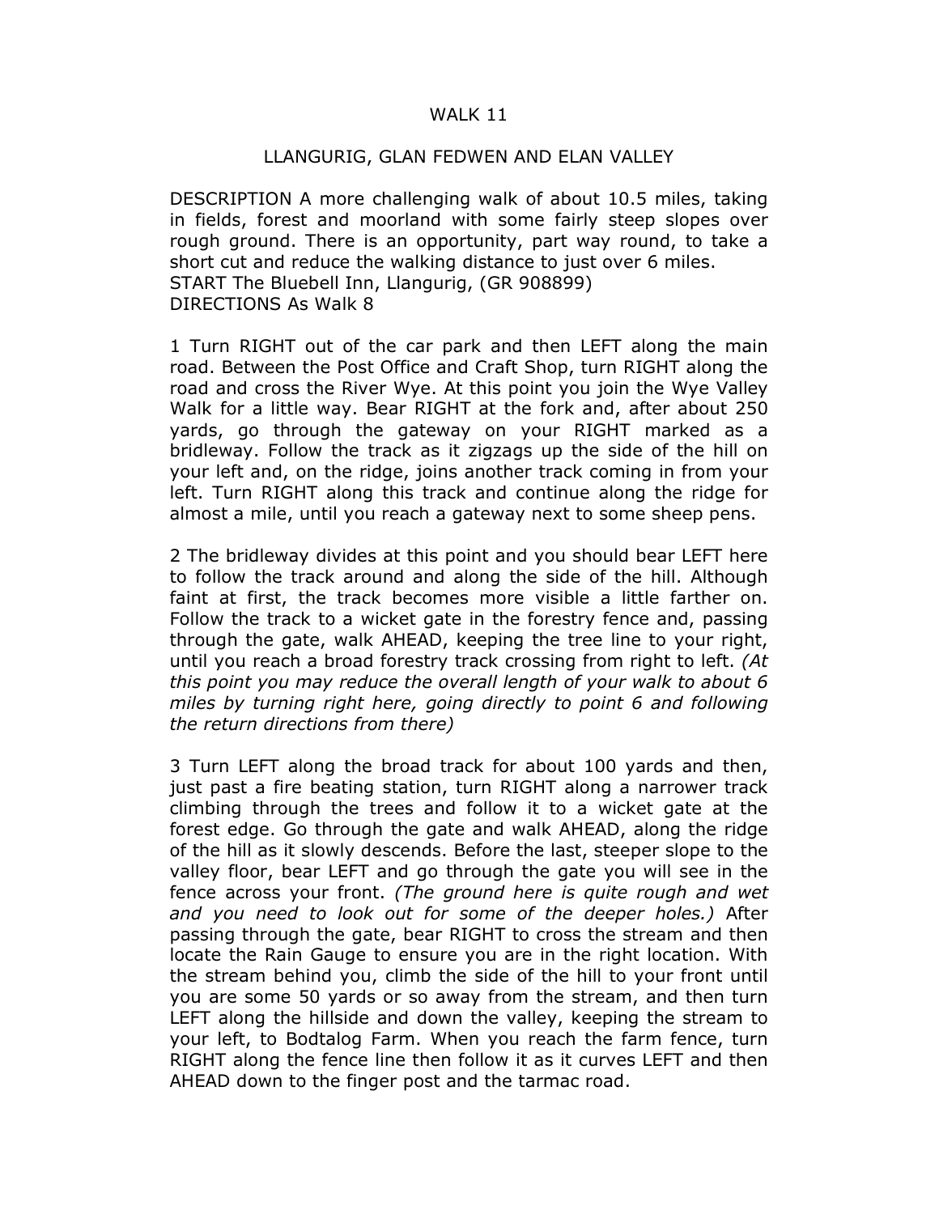# WALK 11

## LLANGURIG, GLAN FEDWEN AND ELAN VALLEY

DESCRIPTION A more challenging walk of about 10.5 miles, taking in fields, forest and moorland with some fairly steep slopes over rough ground. There is an opportunity, part way round, to take a short cut and reduce the walking distance to just over 6 miles.
START The Bluebell Inn, Llangurig, (GR 908899)
DIRECTIONS As Walk 8

1 Turn RIGHT out of the car park and then LEFT along the main road. Between the Post Office and Craft Shop, turn RIGHT along the road and cross the River Wye. At this point you join the Wye Valley Walk for a little way. Bear RIGHT at the fork and, after about 250 yards, go through the gateway on your RIGHT marked as a bridleway. Follow the track as it zigzags up the side of the hill on your left and, on the ridge, joins another track coming in from your left. Turn RIGHT along this track and continue along the ridge for almost a mile, until you reach a gateway next to some sheep pens.

2 The bridleway divides at this point and you should bear LEFT here to follow the track around and along the side of the hill. Although faint at first, the track becomes more visible a little farther on. Follow the track to a wicket gate in the forestry fence and, passing through the gate, walk AHEAD, keeping the tree line to your right, until you reach a broad forestry track crossing from right to left. *(At this point you may reduce the overall length of your walk to about 6 miles by turning right here, going directly to point 6 and following the return directions from there)*

3 Turn LEFT along the broad track for about 100 yards and then, just past a fire beating station, turn RIGHT along a narrower track climbing through the trees and follow it to a wicket gate at the forest edge. Go through the gate and walk AHEAD, along the ridge of the hill as it slowly descends. Before the last, steeper slope to the valley floor, bear LEFT and go through the gate you will see in the fence across your front. *(The ground here is quite rough and wet and you need to look out for some of the deeper holes.)* After passing through the gate, bear RIGHT to cross the stream and then locate the Rain Gauge to ensure you are in the right location. With the stream behind you, climb the side of the hill to your front until you are some 50 yards or so away from the stream, and then turn LEFT along the hillside and down the valley, keeping the stream to your left, to Bodtalog Farm. When you reach the farm fence, turn RIGHT along the fence line then follow it as it curves LEFT and then AHEAD down to the finger post and the tarmac road.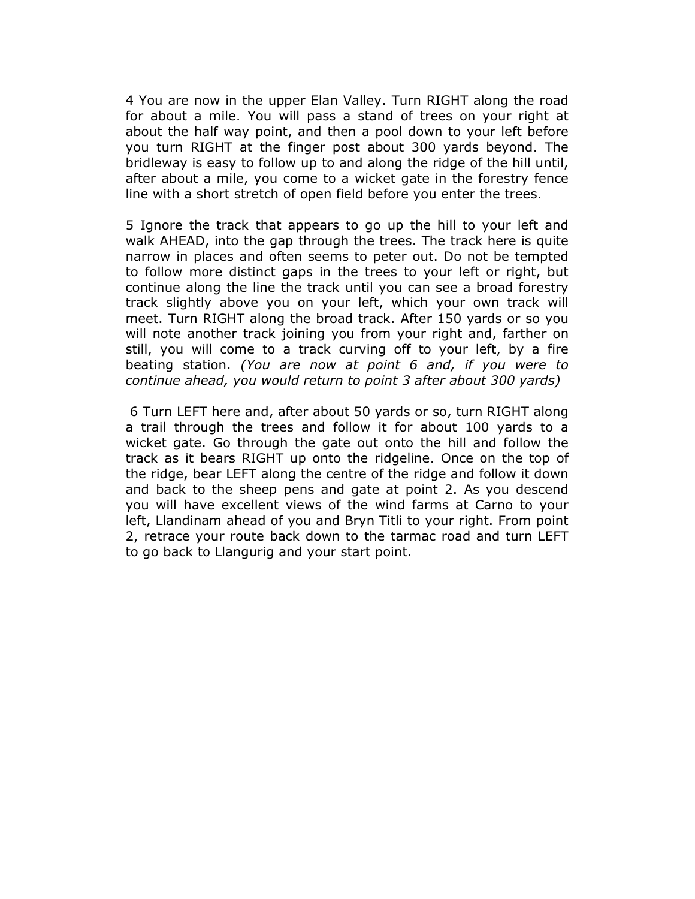4 You are now in the upper Elan Valley. Turn RIGHT along the road for about a mile. You will pass a stand of trees on your right at about the half way point, and then a pool down to your left before you turn RIGHT at the finger post about 300 yards beyond. The bridleway is easy to follow up to and along the ridge of the hill until, after about a mile, you come to a wicket gate in the forestry fence line with a short stretch of open field before you enter the trees.

5 Ignore the track that appears to go up the hill to your left and walk AHEAD, into the gap through the trees. The track here is quite narrow in places and often seems to peter out. Do not be tempted to follow more distinct gaps in the trees to your left or right, but continue along the line the track until you can see a broad forestry track slightly above you on your left, which your own track will meet. Turn RIGHT along the broad track. After 150 yards or so you will note another track joining you from your right and, farther on still, you will come to a track curving off to your left, by a fire beating station. *(You are now at point 6 and, if you were to continue ahead, you would return to point 3 after about 300 yards)*

6 Turn LEFT here and, after about 50 yards or so, turn RIGHT along a trail through the trees and follow it for about 100 yards to a wicket gate. Go through the gate out onto the hill and follow the track as it bears RIGHT up onto the ridgeline. Once on the top of the ridge, bear LEFT along the centre of the ridge and follow it down and back to the sheep pens and gate at point 2. As you descend you will have excellent views of the wind farms at Carno to your left, Llandinam ahead of you and Bryn Titli to your right. From point 2, retrace your route back down to the tarmac road and turn LEFT to go back to Llangurig and your start point.